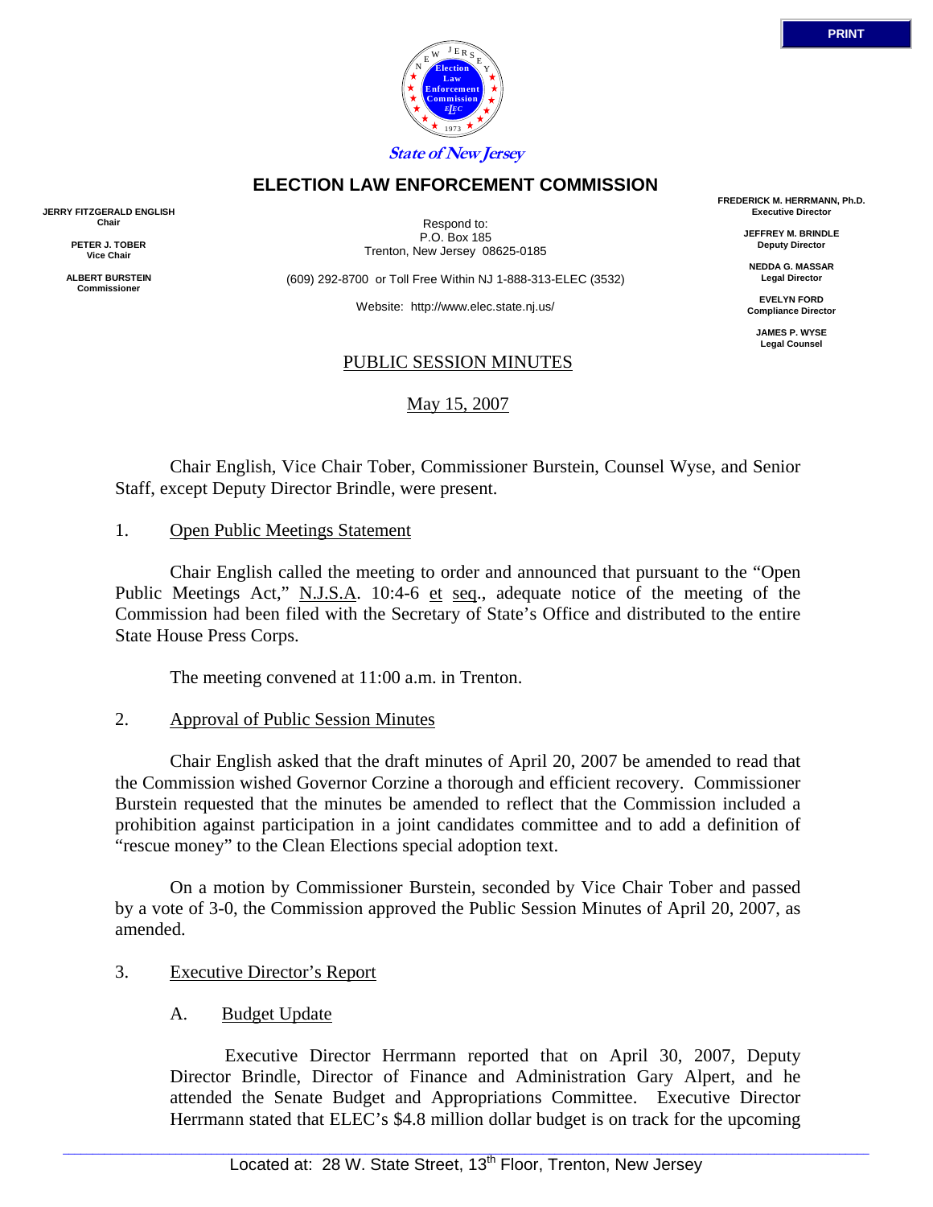PRINT

State of New Jersey

# ELECTION LAW ENFORCEMENT COMMISSION

**JERRY FITZGERALD ENGLISH**
**Chair**

**PETER J. TOBER**
**Vice Chair**

**ALBERT BURSTEIN**
**Commissioner**

Respond to:
P.O. Box 185
Trenton, New Jersey 08625-0185

(609) 292-8700 or Toll Free Within NJ 1-888-313-ELEC (3532)

Website: http://www.elec.state.nj.us/

**FREDERICK M. HERRMANN, Ph.D.**
**Executive Director**

**JEFFREY M. BRINDLE**
**Deputy Director**

**NEDDA G. MASSAR**
**Legal Director**

**EVELYN FORD**
**Compliance Director**

**JAMES P. WYSE**
**Legal Counsel**

## PUBLIC SESSION MINUTES

May 15, 2007

Chair English, Vice Chair Tober, Commissioner Burstein, Counsel Wyse, and Senior Staff, except Deputy Director Brindle, were present.

1. Open Public Meetings Statement

Chair English called the meeting to order and announced that pursuant to the "Open Public Meetings Act," N.J.S.A. 10:4-6 et seq., adequate notice of the meeting of the Commission had been filed with the Secretary of State's Office and distributed to the entire State House Press Corps.

The meeting convened at 11:00 a.m. in Trenton.

2. Approval of Public Session Minutes

Chair English asked that the draft minutes of April 20, 2007 be amended to read that the Commission wished Governor Corzine a thorough and efficient recovery. Commissioner Burstein requested that the minutes be amended to reflect that the Commission included a prohibition against participation in a joint candidates committee and to add a definition of "rescue money" to the Clean Elections special adoption text.

On a motion by Commissioner Burstein, seconded by Vice Chair Tober and passed by a vote of 3-0, the Commission approved the Public Session Minutes of April 20, 2007, as amended.

3. Executive Director's Report

A. Budget Update

Executive Director Herrmann reported that on April 30, 2007, Deputy Director Brindle, Director of Finance and Administration Gary Alpert, and he attended the Senate Budget and Appropriations Committee. Executive Director Herrmann stated that ELEC's $4.8 million dollar budget is on track for the upcoming

Located at: 28 W. State Street, 13th Floor, Trenton, New Jersey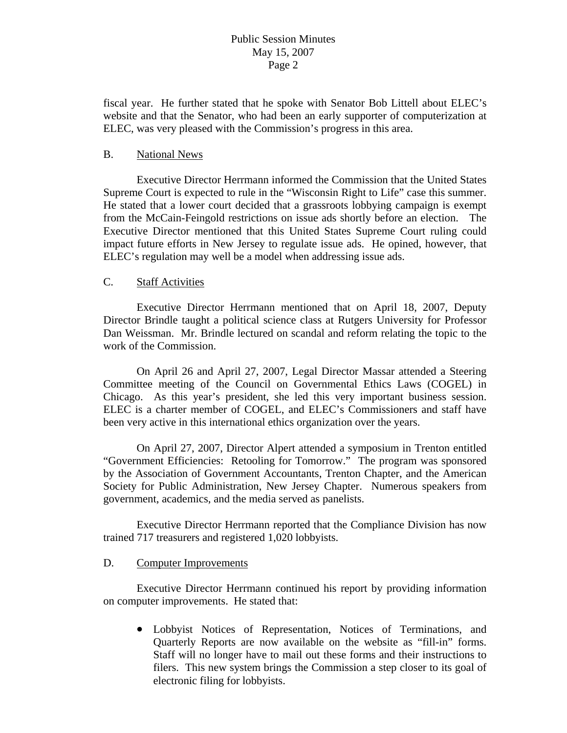fiscal year. He further stated that he spoke with Senator Bob Littell about ELEC's website and that the Senator, who had been an early supporter of computerization at ELEC, was very pleased with the Commission's progress in this area.

B. National News

Executive Director Herrmann informed the Commission that the United States Supreme Court is expected to rule in the "Wisconsin Right to Life" case this summer. He stated that a lower court decided that a grassroots lobbying campaign is exempt from the McCain-Feingold restrictions on issue ads shortly before an election. The Executive Director mentioned that this United States Supreme Court ruling could impact future efforts in New Jersey to regulate issue ads. He opined, however, that ELEC's regulation may well be a model when addressing issue ads.

C. Staff Activities

Executive Director Herrmann mentioned that on April 18, 2007, Deputy Director Brindle taught a political science class at Rutgers University for Professor Dan Weissman. Mr. Brindle lectured on scandal and reform relating the topic to the work of the Commission.

On April 26 and April 27, 2007, Legal Director Massar attended a Steering Committee meeting of the Council on Governmental Ethics Laws (COGEL) in Chicago. As this year's president, she led this very important business session. ELEC is a charter member of COGEL, and ELEC's Commissioners and staff have been very active in this international ethics organization over the years.

On April 27, 2007, Director Alpert attended a symposium in Trenton entitled "Government Efficiencies: Retooling for Tomorrow." The program was sponsored by the Association of Government Accountants, Trenton Chapter, and the American Society for Public Administration, New Jersey Chapter. Numerous speakers from government, academics, and the media served as panelists.

Executive Director Herrmann reported that the Compliance Division has now trained 717 treasurers and registered 1,020 lobbyists.

D. Computer Improvements

Executive Director Herrmann continued his report by providing information on computer improvements. He stated that:

- Lobbyist Notices of Representation, Notices of Terminations, and Quarterly Reports are now available on the website as "fill-in" forms. Staff will no longer have to mail out these forms and their instructions to filers. This new system brings the Commission a step closer to its goal of electronic filing for lobbyists.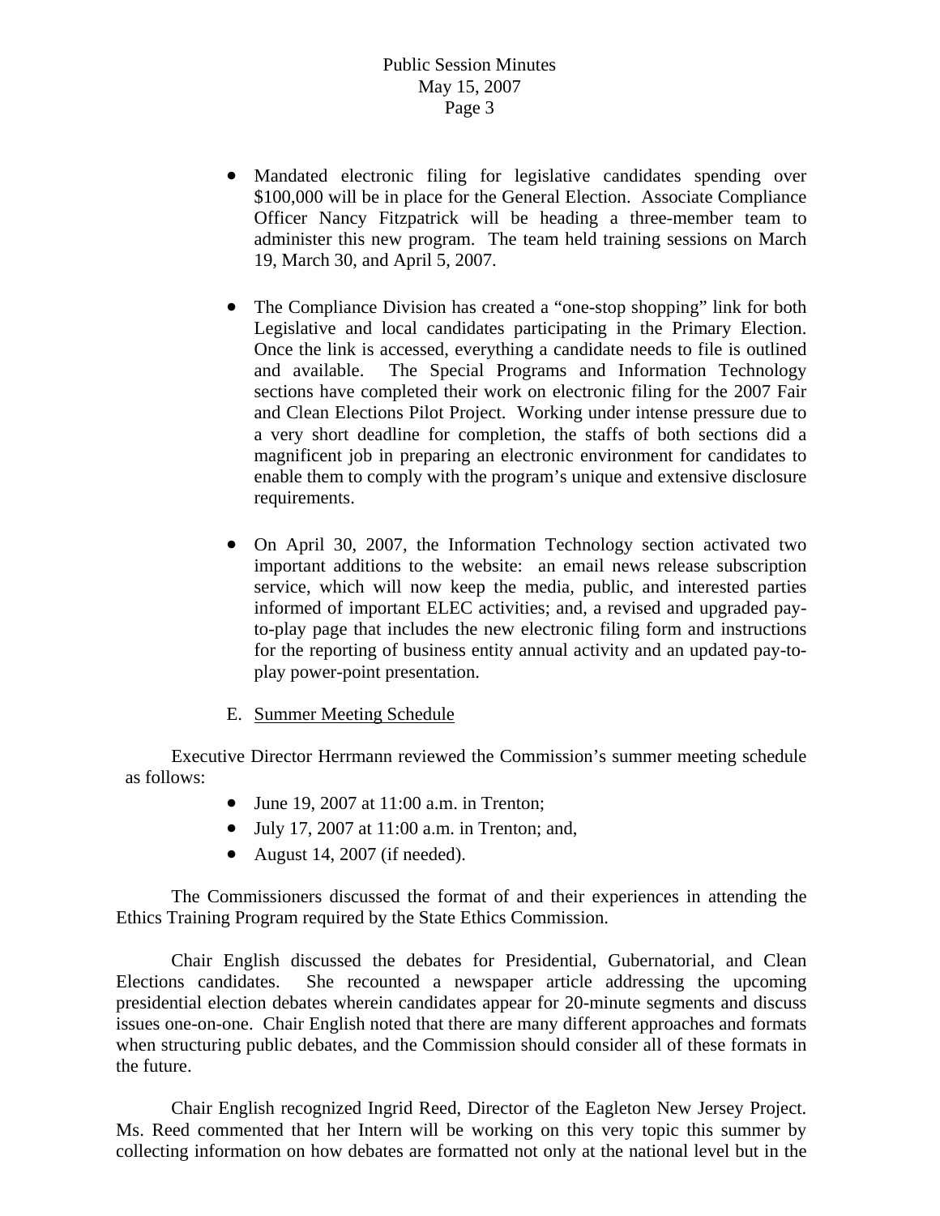- Mandated electronic filing for legislative candidates spending over $100,000 will be in place for the General Election. Associate Compliance Officer Nancy Fitzpatrick will be heading a three-member team to administer this new program. The team held training sessions on March 19, March 30, and April 5, 2007.

- The Compliance Division has created a "one-stop shopping" link for both Legislative and local candidates participating in the Primary Election. Once the link is accessed, everything a candidate needs to file is outlined and available. The Special Programs and Information Technology sections have completed their work on electronic filing for the 2007 Fair and Clean Elections Pilot Project. Working under intense pressure due to a very short deadline for completion, the staffs of both sections did a magnificent job in preparing an electronic environment for candidates to enable them to comply with the program's unique and extensive disclosure requirements.

- On April 30, 2007, the Information Technology section activated two important additions to the website: an email news release subscription service, which will now keep the media, public, and interested parties informed of important ELEC activities; and, a revised and upgraded pay-to-play page that includes the new electronic filing form and instructions for the reporting of business entity annual activity and an updated pay-to-play power-point presentation.

E. Summer Meeting Schedule

Executive Director Herrmann reviewed the Commission's summer meeting schedule as follows:

- June 19, 2007 at 11:00 a.m. in Trenton;
- July 17, 2007 at 11:00 a.m. in Trenton; and,
- August 14, 2007 (if needed).

The Commissioners discussed the format of and their experiences in attending the Ethics Training Program required by the State Ethics Commission.

Chair English discussed the debates for Presidential, Gubernatorial, and Clean Elections candidates. She recounted a newspaper article addressing the upcoming presidential election debates wherein candidates appear for 20-minute segments and discuss issues one-on-one. Chair English noted that there are many different approaches and formats when structuring public debates, and the Commission should consider all of these formats in the future.

Chair English recognized Ingrid Reed, Director of the Eagleton New Jersey Project. Ms. Reed commented that her Intern will be working on this very topic this summer by collecting information on how debates are formatted not only at the national level but in the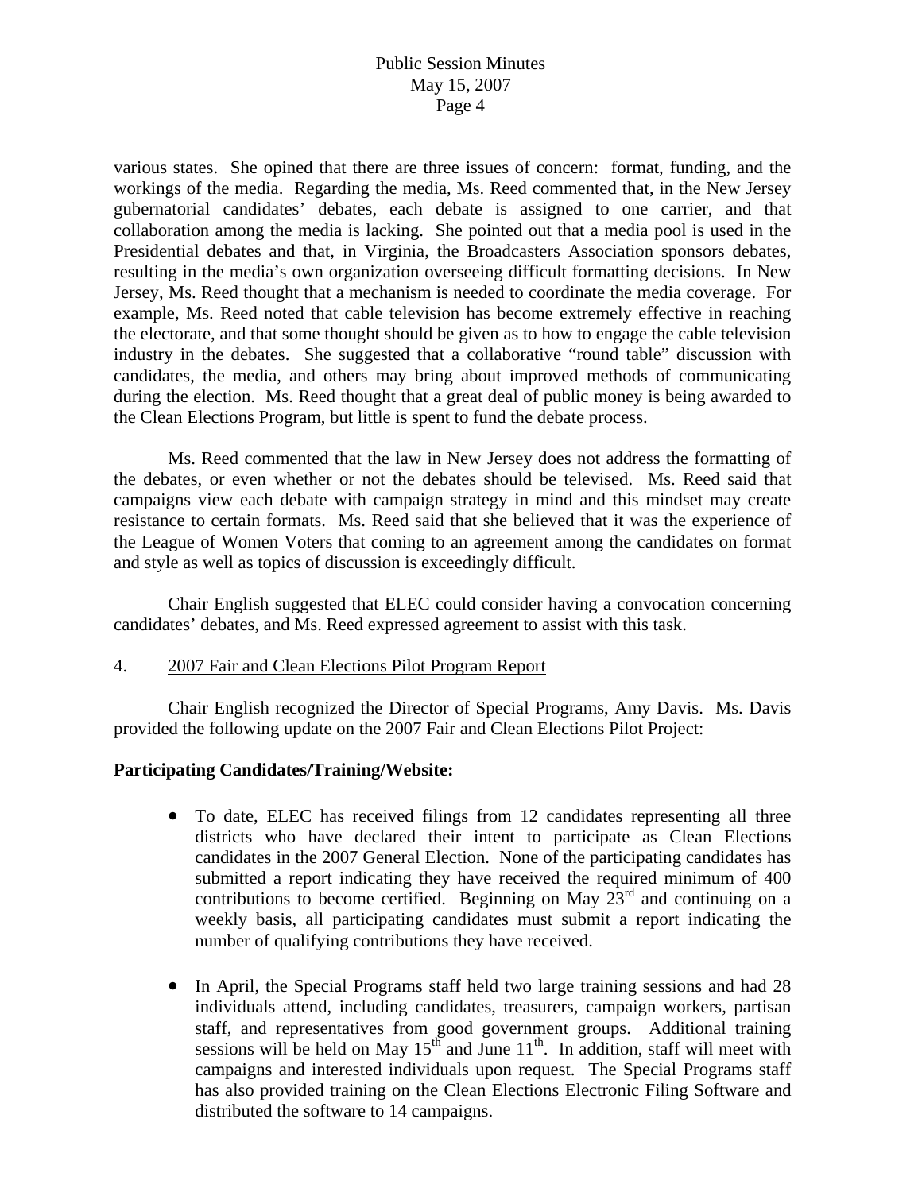various states. She opined that there are three issues of concern: format, funding, and the workings of the media. Regarding the media, Ms. Reed commented that, in the New Jersey gubernatorial candidates' debates, each debate is assigned to one carrier, and that collaboration among the media is lacking. She pointed out that a media pool is used in the Presidential debates and that, in Virginia, the Broadcasters Association sponsors debates, resulting in the media's own organization overseeing difficult formatting decisions. In New Jersey, Ms. Reed thought that a mechanism is needed to coordinate the media coverage. For example, Ms. Reed noted that cable television has become extremely effective in reaching the electorate, and that some thought should be given as to how to engage the cable television industry in the debates. She suggested that a collaborative "round table" discussion with candidates, the media, and others may bring about improved methods of communicating during the election. Ms. Reed thought that a great deal of public money is being awarded to the Clean Elections Program, but little is spent to fund the debate process.

Ms. Reed commented that the law in New Jersey does not address the formatting of the debates, or even whether or not the debates should be televised. Ms. Reed said that campaigns view each debate with campaign strategy in mind and this mindset may create resistance to certain formats. Ms. Reed said that she believed that it was the experience of the League of Women Voters that coming to an agreement among the candidates on format and style as well as topics of discussion is exceedingly difficult.

Chair English suggested that ELEC could consider having a convocation concerning candidates' debates, and Ms. Reed expressed agreement to assist with this task.

4. 2007 Fair and Clean Elections Pilot Program Report

Chair English recognized the Director of Special Programs, Amy Davis. Ms. Davis provided the following update on the 2007 Fair and Clean Elections Pilot Project:

**Participating Candidates/Training/Website:**

- To date, ELEC has received filings from 12 candidates representing all three districts who have declared their intent to participate as Clean Elections candidates in the 2007 General Election. None of the participating candidates has submitted a report indicating they have received the required minimum of 400 contributions to become certified. Beginning on May 23rd and continuing on a weekly basis, all participating candidates must submit a report indicating the number of qualifying contributions they have received.

- In April, the Special Programs staff held two large training sessions and had 28 individuals attend, including candidates, treasurers, campaign workers, partisan staff, and representatives from good government groups. Additional training sessions will be held on May 15th and June 11th. In addition, staff will meet with campaigns and interested individuals upon request. The Special Programs staff has also provided training on the Clean Elections Electronic Filing Software and distributed the software to 14 campaigns.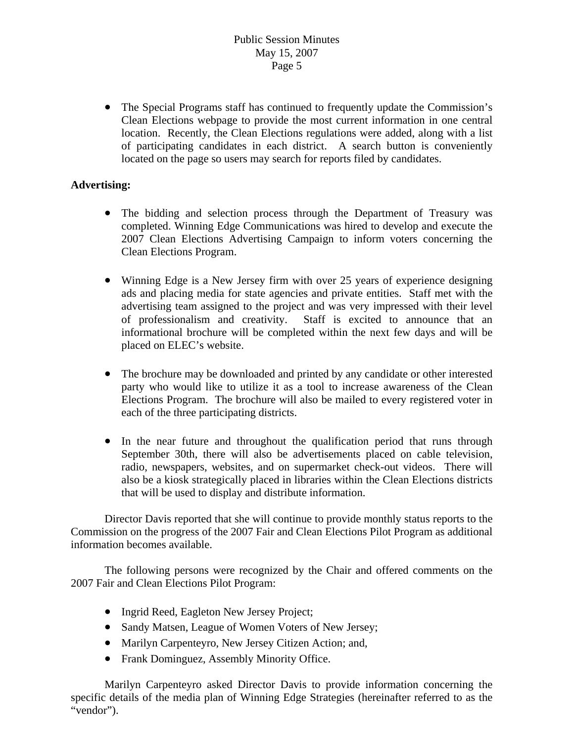- The Special Programs staff has continued to frequently update the Commission's Clean Elections webpage to provide the most current information in one central location. Recently, the Clean Elections regulations were added, along with a list of participating candidates in each district. A search button is conveniently located on the page so users may search for reports filed by candidates.

**Advertising:**

- The bidding and selection process through the Department of Treasury was completed. Winning Edge Communications was hired to develop and execute the 2007 Clean Elections Advertising Campaign to inform voters concerning the Clean Elections Program.

- Winning Edge is a New Jersey firm with over 25 years of experience designing ads and placing media for state agencies and private entities. Staff met with the advertising team assigned to the project and was very impressed with their level of professionalism and creativity. Staff is excited to announce that an informational brochure will be completed within the next few days and will be placed on ELEC's website.

- The brochure may be downloaded and printed by any candidate or other interested party who would like to utilize it as a tool to increase awareness of the Clean Elections Program. The brochure will also be mailed to every registered voter in each of the three participating districts.

- In the near future and throughout the qualification period that runs through September 30th, there will also be advertisements placed on cable television, radio, newspapers, websites, and on supermarket check-out videos. There will also be a kiosk strategically placed in libraries within the Clean Elections districts that will be used to display and distribute information.

Director Davis reported that she will continue to provide monthly status reports to the Commission on the progress of the 2007 Fair and Clean Elections Pilot Program as additional information becomes available.

The following persons were recognized by the Chair and offered comments on the 2007 Fair and Clean Elections Pilot Program:

- Ingrid Reed, Eagleton New Jersey Project;
- Sandy Matsen, League of Women Voters of New Jersey;
- Marilyn Carpenteyro, New Jersey Citizen Action; and,
- Frank Dominguez, Assembly Minority Office.

Marilyn Carpenteyro asked Director Davis to provide information concerning the specific details of the media plan of Winning Edge Strategies (hereinafter referred to as the "vendor").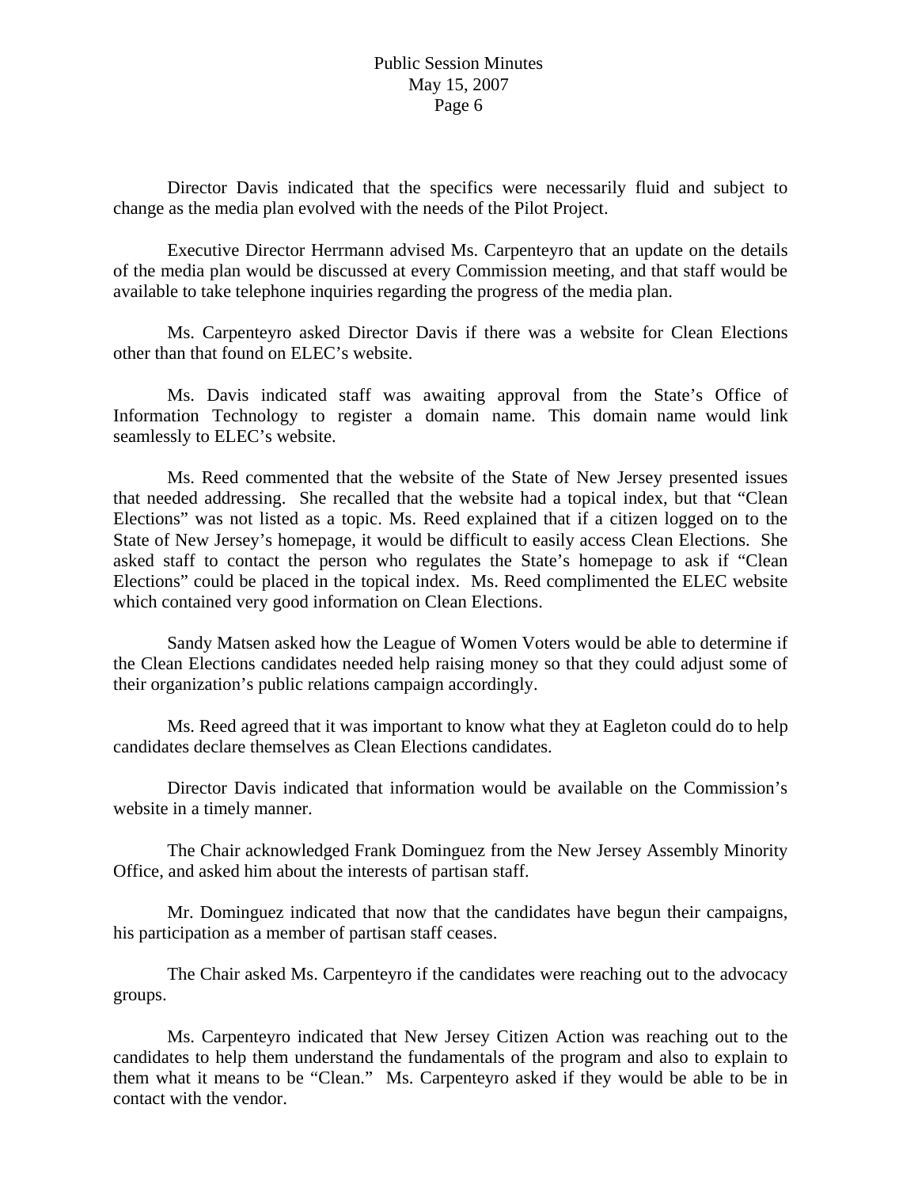Director Davis indicated that the specifics were necessarily fluid and subject to change as the media plan evolved with the needs of the Pilot Project.

Executive Director Herrmann advised Ms. Carpenteyro that an update on the details of the media plan would be discussed at every Commission meeting, and that staff would be available to take telephone inquiries regarding the progress of the media plan.

Ms. Carpenteyro asked Director Davis if there was a website for Clean Elections other than that found on ELEC's website.

Ms. Davis indicated staff was awaiting approval from the State's Office of Information Technology to register a domain name. This domain name would link seamlessly to ELEC's website.

Ms. Reed commented that the website of the State of New Jersey presented issues that needed addressing. She recalled that the website had a topical index, but that "Clean Elections" was not listed as a topic. Ms. Reed explained that if a citizen logged on to the State of New Jersey's homepage, it would be difficult to easily access Clean Elections. She asked staff to contact the person who regulates the State's homepage to ask if "Clean Elections" could be placed in the topical index. Ms. Reed complimented the ELEC website which contained very good information on Clean Elections.

Sandy Matsen asked how the League of Women Voters would be able to determine if the Clean Elections candidates needed help raising money so that they could adjust some of their organization's public relations campaign accordingly.

Ms. Reed agreed that it was important to know what they at Eagleton could do to help candidates declare themselves as Clean Elections candidates.

Director Davis indicated that information would be available on the Commission's website in a timely manner.

The Chair acknowledged Frank Dominguez from the New Jersey Assembly Minority Office, and asked him about the interests of partisan staff.

Mr. Dominguez indicated that now that the candidates have begun their campaigns, his participation as a member of partisan staff ceases.

The Chair asked Ms. Carpenteyro if the candidates were reaching out to the advocacy groups.

Ms. Carpenteyro indicated that New Jersey Citizen Action was reaching out to the candidates to help them understand the fundamentals of the program and also to explain to them what it means to be "Clean." Ms. Carpenteyro asked if they would be able to be in contact with the vendor.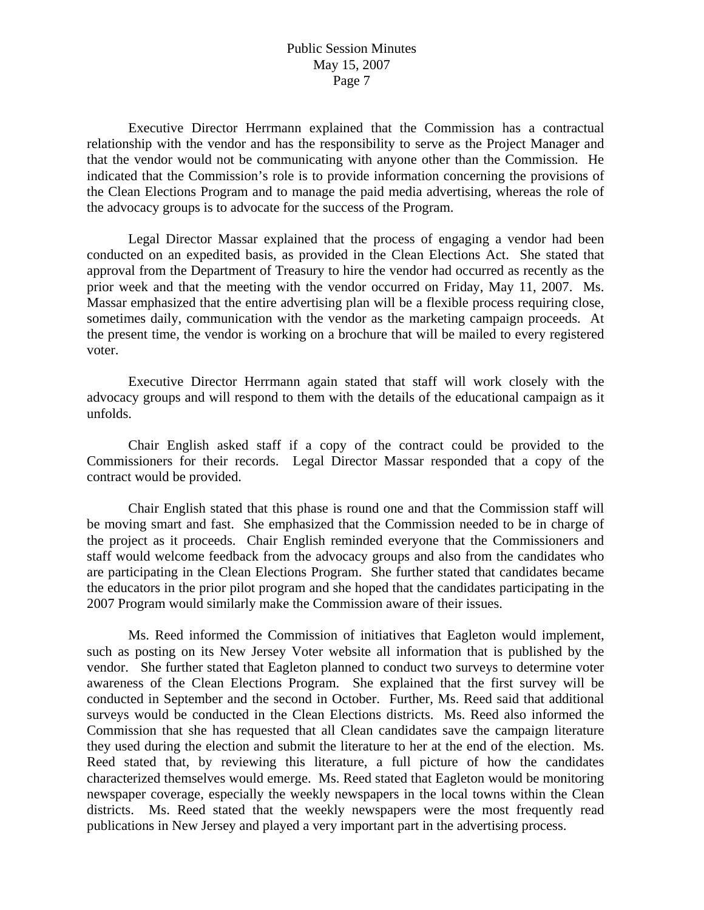Executive Director Herrmann explained that the Commission has a contractual relationship with the vendor and has the responsibility to serve as the Project Manager and that the vendor would not be communicating with anyone other than the Commission. He indicated that the Commission's role is to provide information concerning the provisions of the Clean Elections Program and to manage the paid media advertising, whereas the role of the advocacy groups is to advocate for the success of the Program.

Legal Director Massar explained that the process of engaging a vendor had been conducted on an expedited basis, as provided in the Clean Elections Act. She stated that approval from the Department of Treasury to hire the vendor had occurred as recently as the prior week and that the meeting with the vendor occurred on Friday, May 11, 2007. Ms. Massar emphasized that the entire advertising plan will be a flexible process requiring close, sometimes daily, communication with the vendor as the marketing campaign proceeds. At the present time, the vendor is working on a brochure that will be mailed to every registered voter.

Executive Director Herrmann again stated that staff will work closely with the advocacy groups and will respond to them with the details of the educational campaign as it unfolds.

Chair English asked staff if a copy of the contract could be provided to the Commissioners for their records. Legal Director Massar responded that a copy of the contract would be provided.

Chair English stated that this phase is round one and that the Commission staff will be moving smart and fast. She emphasized that the Commission needed to be in charge of the project as it proceeds. Chair English reminded everyone that the Commissioners and staff would welcome feedback from the advocacy groups and also from the candidates who are participating in the Clean Elections Program. She further stated that candidates became the educators in the prior pilot program and she hoped that the candidates participating in the 2007 Program would similarly make the Commission aware of their issues.

Ms. Reed informed the Commission of initiatives that Eagleton would implement, such as posting on its New Jersey Voter website all information that is published by the vendor. She further stated that Eagleton planned to conduct two surveys to determine voter awareness of the Clean Elections Program. She explained that the first survey will be conducted in September and the second in October. Further, Ms. Reed said that additional surveys would be conducted in the Clean Elections districts. Ms. Reed also informed the Commission that she has requested that all Clean candidates save the campaign literature they used during the election and submit the literature to her at the end of the election. Ms. Reed stated that, by reviewing this literature, a full picture of how the candidates characterized themselves would emerge. Ms. Reed stated that Eagleton would be monitoring newspaper coverage, especially the weekly newspapers in the local towns within the Clean districts. Ms. Reed stated that the weekly newspapers were the most frequently read publications in New Jersey and played a very important part in the advertising process.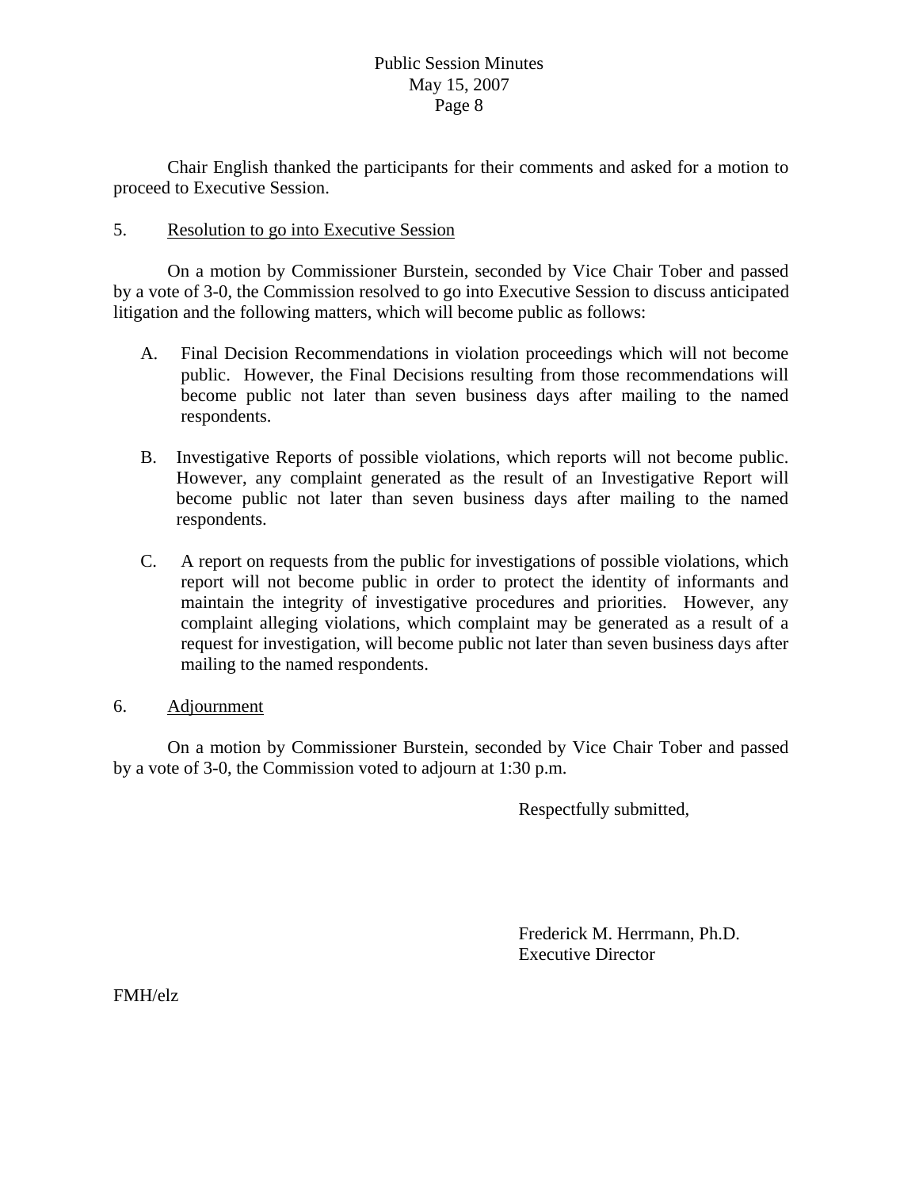Chair English thanked the participants for their comments and asked for a motion to proceed to Executive Session.

5. Resolution to go into Executive Session

On a motion by Commissioner Burstein, seconded by Vice Chair Tober and passed by a vote of 3-0, the Commission resolved to go into Executive Session to discuss anticipated litigation and the following matters, which will become public as follows:

A. Final Decision Recommendations in violation proceedings which will not become public. However, the Final Decisions resulting from those recommendations will become public not later than seven business days after mailing to the named respondents.

B. Investigative Reports of possible violations, which reports will not become public. However, any complaint generated as the result of an Investigative Report will become public not later than seven business days after mailing to the named respondents.

C. A report on requests from the public for investigations of possible violations, which report will not become public in order to protect the identity of informants and maintain the integrity of investigative procedures and priorities. However, any complaint alleging violations, which complaint may be generated as a result of a request for investigation, will become public not later than seven business days after mailing to the named respondents.

6. Adjournment

On a motion by Commissioner Burstein, seconded by Vice Chair Tober and passed by a vote of 3-0, the Commission voted to adjourn at 1:30 p.m.

Respectfully submitted,

Frederick M. Herrmann, Ph.D.
Executive Director

FMH/elz